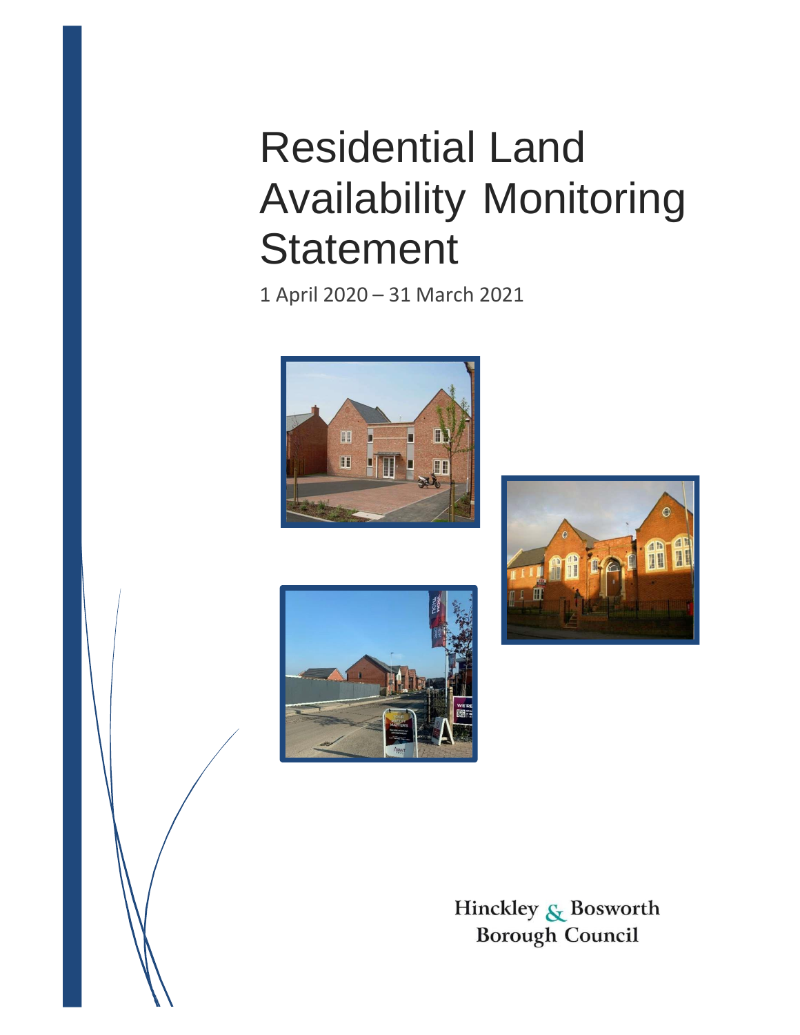# Residential Land Availability Monitoring Statement

1 April 2020 – 31 March 2021

Hinckley & Bosworth Borough Council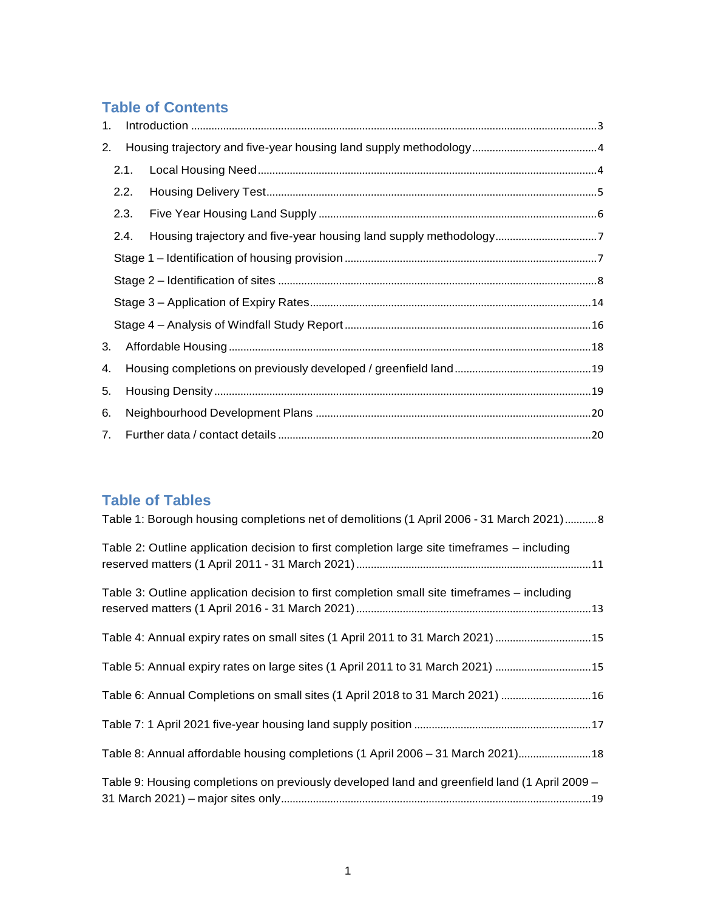## Table of Contents

1. Introduction ....................................................................................................................................... 3
2. Housing trajectory and five-year housing land supply methodology ........................................... 4
   - 2.1. Local Housing Need ................................................................................................................ 4
   - 2.2. Housing Delivery Test ............................................................................................................. 5
   - 2.3. Five Year Housing Land Supply ............................................................................................. 6
   - 2.4. Housing trajectory and five-year housing land supply methodology ................................... 7
   - Stage 1 – Identification of housing provision ............................................................................. 7
   - Stage 2 – Identification of sites .................................................................................................. 8
   - Stage 3 – Application of Expiry Rates ....................................................................................... 14
   - Stage 4 – Analysis of Windfall Study Report ............................................................................. 16
3. Affordable Housing .......................................................................................................................... 18
4. Housing completions on previously developed / greenfield land ................................................ 19
5. Housing Density ............................................................................................................................... 19
6. Neighbourhood Development Plans ............................................................................................... 20
7. Further data / contact details .......................................................................................................... 20

## Table of Tables

Table 1: Borough housing completions net of demolitions (1 April 2006 - 31 March 2021) ........... 8

Table 2: Outline application decision to first completion large site timeframes – including reserved matters (1 April 2011 - 31 March 2021) ........................................................................... 11

Table 3: Outline application decision to first completion small site timeframes – including reserved matters (1 April 2016 - 31 March 2021) ........................................................................... 13

Table 4: Annual expiry rates on small sites (1 April 2011 to 31 March 2021) ................................. 15

Table 5: Annual expiry rates on large sites (1 April 2011 to 31 March 2021) ................................. 15

Table 6: Annual Completions on small sites (1 April 2018 to 31 March 2021) ............................... 16

Table 7: 1 April 2021 five-year housing land supply position ............................................................ 17

Table 8: Annual affordable housing completions (1 April 2006 – 31 March 2021) .......................... 18

Table 9: Housing completions on previously developed land and greenfield land (1 April 2009 – 31 March 2021) – major sites only .................................................................................................. 19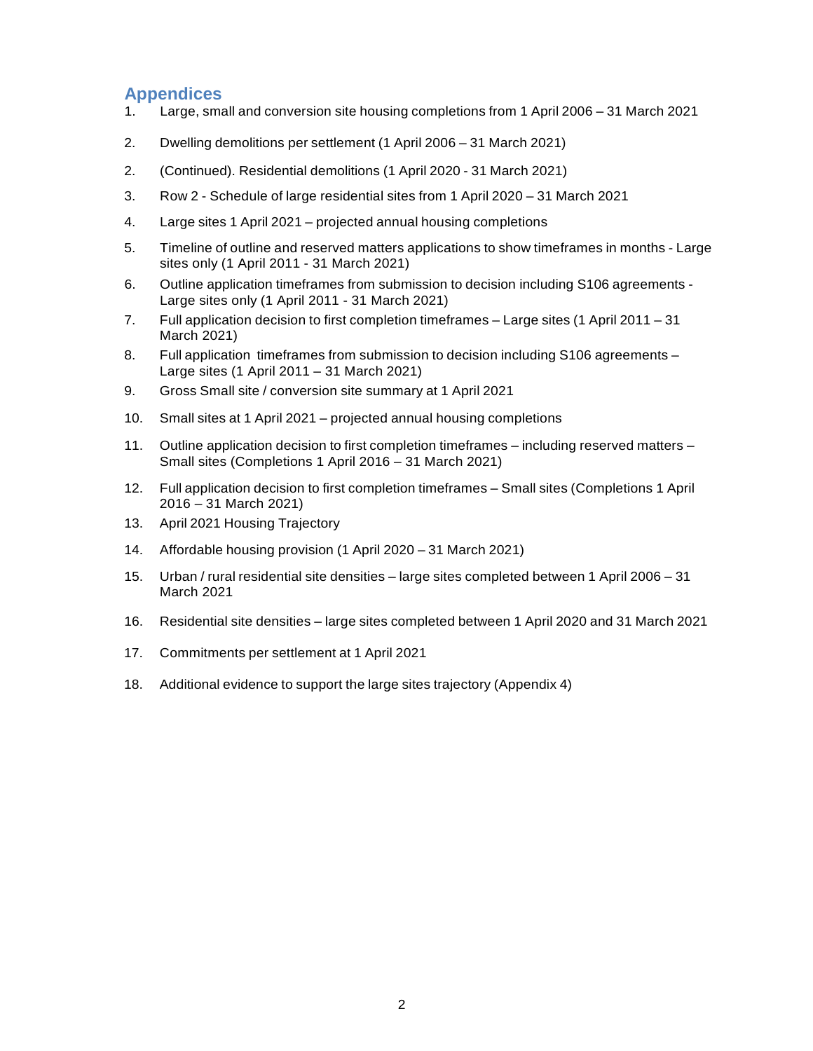## Appendices

1. Large, small and conversion site housing completions from 1 April 2006 – 31 March 2021
2. Dwelling demolitions per settlement (1 April 2006 – 31 March 2021)
2. (Continued). Residential demolitions (1 April 2020 - 31 March 2021)
3. Row 2 - Schedule of large residential sites from 1 April 2020 – 31 March 2021
4. Large sites 1 April 2021 – projected annual housing completions
5. Timeline of outline and reserved matters applications to show timeframes in months - Large sites only (1 April 2011 - 31 March 2021)
6. Outline application timeframes from submission to decision including S106 agreements - Large sites only (1 April 2011 - 31 March 2021)
7. Full application decision to first completion timeframes – Large sites (1 April 2011 – 31 March 2021)
8. Full application timeframes from submission to decision including S106 agreements – Large sites (1 April 2011 – 31 March 2021)
9. Gross Small site / conversion site summary at 1 April 2021
10. Small sites at 1 April 2021 – projected annual housing completions
11. Outline application decision to first completion timeframes – including reserved matters – Small sites (Completions 1 April 2016 – 31 March 2021)
12. Full application decision to first completion timeframes – Small sites (Completions 1 April 2016 – 31 March 2021)
13. April 2021 Housing Trajectory
14. Affordable housing provision (1 April 2020 – 31 March 2021)
15. Urban / rural residential site densities – large sites completed between 1 April 2006 – 31 March 2021
16. Residential site densities – large sites completed between 1 April 2020 and 31 March 2021
17. Commitments per settlement at 1 April 2021
18. Additional evidence to support the large sites trajectory (Appendix 4)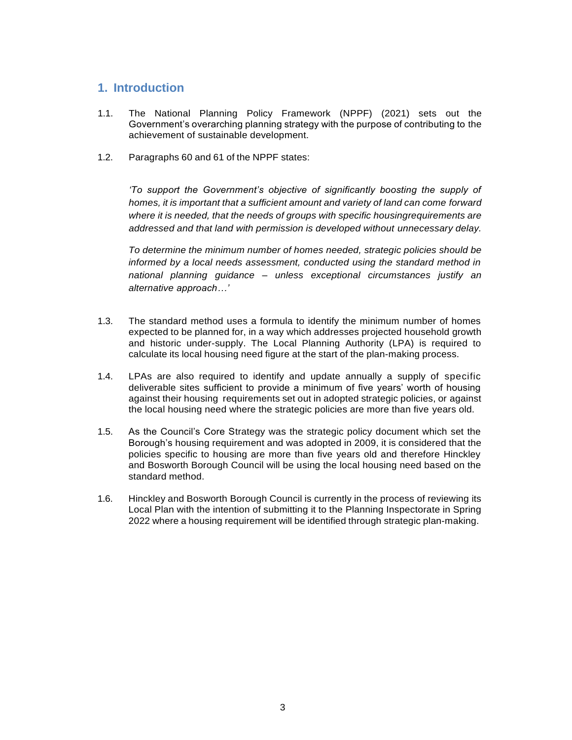# 1. Introduction

1.1. The National Planning Policy Framework (NPPF) (2021) sets out the Government's overarching planning strategy with the purpose of contributing to the achievement of sustainable development.

1.2. Paragraphs 60 and 61 of the NPPF states:

*'To support the Government's objective of significantly boosting the supply of homes, it is important that a sufficient amount and variety of land can come forward where it is needed, that the needs of groups with specific housingrequirements are addressed and that land with permission is developed without unnecessary delay.*

*To determine the minimum number of homes needed, strategic policies should be informed by a local needs assessment, conducted using the standard method in national planning guidance – unless exceptional circumstances justify an alternative approach…'*

1.3. The standard method uses a formula to identify the minimum number of homes expected to be planned for, in a way which addresses projected household growth and historic under-supply. The Local Planning Authority (LPA) is required to calculate its local housing need figure at the start of the plan-making process.

1.4. LPAs are also required to identify and update annually a supply of specific deliverable sites sufficient to provide a minimum of five years' worth of housing against their housing requirements set out in adopted strategic policies, or against the local housing need where the strategic policies are more than five years old.

1.5. As the Council's Core Strategy was the strategic policy document which set the Borough's housing requirement and was adopted in 2009, it is considered that the policies specific to housing are more than five years old and therefore Hinckley and Bosworth Borough Council will be using the local housing need based on the standard method.

1.6. Hinckley and Bosworth Borough Council is currently in the process of reviewing its Local Plan with the intention of submitting it to the Planning Inspectorate in Spring 2022 where a housing requirement will be identified through strategic plan-making.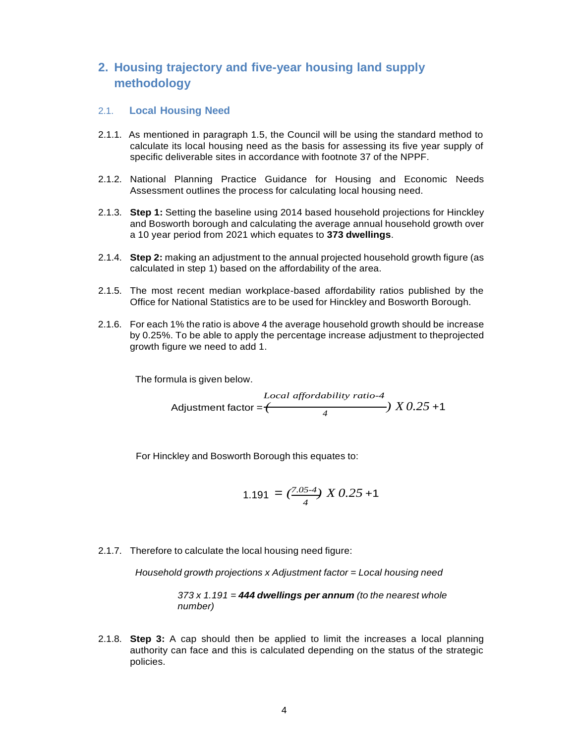## 2. Housing trajectory and five-year housing land supply methodology

### 2.1. Local Housing Need

2.1.1. As mentioned in paragraph 1.5, the Council will be using the standard method to calculate its local housing need as the basis for assessing its five year supply of specific deliverable sites in accordance with footnote 37 of the NPPF.

2.1.2. National Planning Practice Guidance for Housing and Economic Needs Assessment outlines the process for calculating local housing need.

2.1.3. **Step 1:** Setting the baseline using 2014 based household projections for Hinckley and Bosworth borough and calculating the average annual household growth over a 10 year period from 2021 which equates to **373 dwellings**.

2.1.4. **Step 2:** making an adjustment to the annual projected household growth figure (as calculated in step 1) based on the affordability of the area.

2.1.5. The most recent median workplace-based affordability ratios published by the Office for National Statistics are to be used for Hinckley and Bosworth Borough.

2.1.6. For each 1% the ratio is above 4 the average household growth should be increase by 0.25%. To be able to apply the percentage increase adjustment to theprojected growth figure we need to add 1.

The formula is given below.

$$\text{Adjustment factor} = \left(\frac{\text{Local affordability ratio} - 4}{4}\right) X\ 0.25 + 1$$

For Hinckley and Bosworth Borough this equates to:

$$1.191 = \left(\frac{7.05-4}{4}\right) X\ 0.25 + 1$$

2.1.7. Therefore to calculate the local housing need figure:

*Household growth projections x Adjustment factor = Local housing need*

*373 x 1.191 =* ***444 dwellings per annum*** *(to the nearest whole number)*

2.1.8. **Step 3:** A cap should then be applied to limit the increases a local planning authority can face and this is calculated depending on the status of the strategic policies.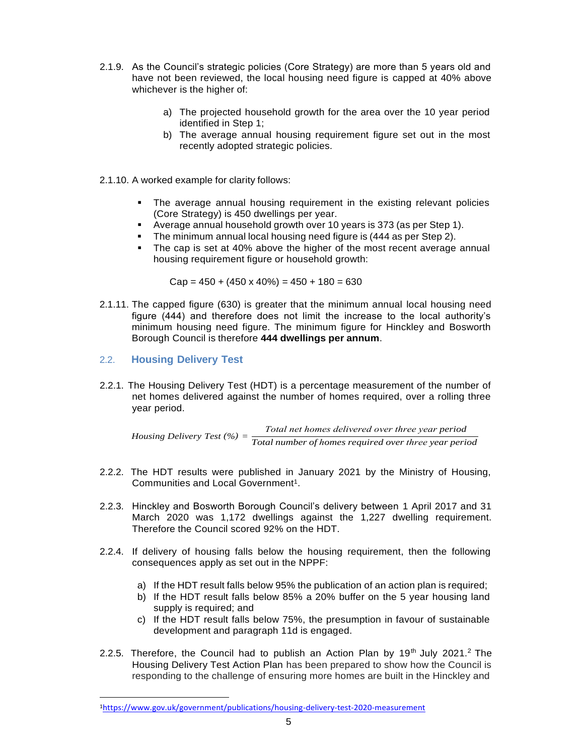2.1.9. As the Council's strategic policies (Core Strategy) are more than 5 years old and have not been reviewed, the local housing need figure is capped at 40% above whichever is the higher of:

a) The projected household growth for the area over the 10 year period identified in Step 1;
b) The average annual housing requirement figure set out in the most recently adopted strategic policies.

2.1.10. A worked example for clarity follows:

- The average annual housing requirement in the existing relevant policies (Core Strategy) is 450 dwellings per year.
- Average annual household growth over 10 years is 373 (as per Step 1).
- The minimum annual local housing need figure is (444 as per Step 2).
- The cap is set at 40% above the higher of the most recent average annual housing requirement figure or household growth:

  Cap = 450 + (450 x 40%) = 450 + 180 = 630

2.1.11. The capped figure (630) is greater that the minimum annual local housing need figure (444) and therefore does not limit the increase to the local authority's minimum housing need figure. The minimum figure for Hinckley and Bosworth Borough Council is therefore **444 dwellings per annum**.

## 2.2. Housing Delivery Test

2.2.1. The Housing Delivery Test (HDT) is a percentage measurement of the number of net homes delivered against the number of homes required, over a rolling three year period.

$$\textit{Housing Delivery Test (\%)} = \frac{\textit{Total net homes delivered over three year period}}{\textit{Total number of homes required over three year period}}$$

2.2.2. The HDT results were published in January 2021 by the Ministry of Housing, Communities and Local Government[1].

2.2.3. Hinckley and Bosworth Borough Council's delivery between 1 April 2017 and 31 March 2020 was 1,172 dwellings against the 1,227 dwelling requirement. Therefore the Council scored 92% on the HDT.

2.2.4. If delivery of housing falls below the housing requirement, then the following consequences apply as set out in the NPPF:

a) If the HDT result falls below 95% the publication of an action plan is required;
b) If the HDT result falls below 85% a 20% buffer on the 5 year housing land supply is required; and
c) If the HDT result falls below 75%, the presumption in favour of sustainable development and paragraph 11d is engaged.

2.2.5. Therefore, the Council had to publish an Action Plan by 19th July 2021.[2] The Housing Delivery Test Action Plan has been prepared to show how the Council is responding to the challenge of ensuring more homes are built in the Hinckley and

---

[1] https://www.gov.uk/government/publications/housing-delivery-test-2020-measurement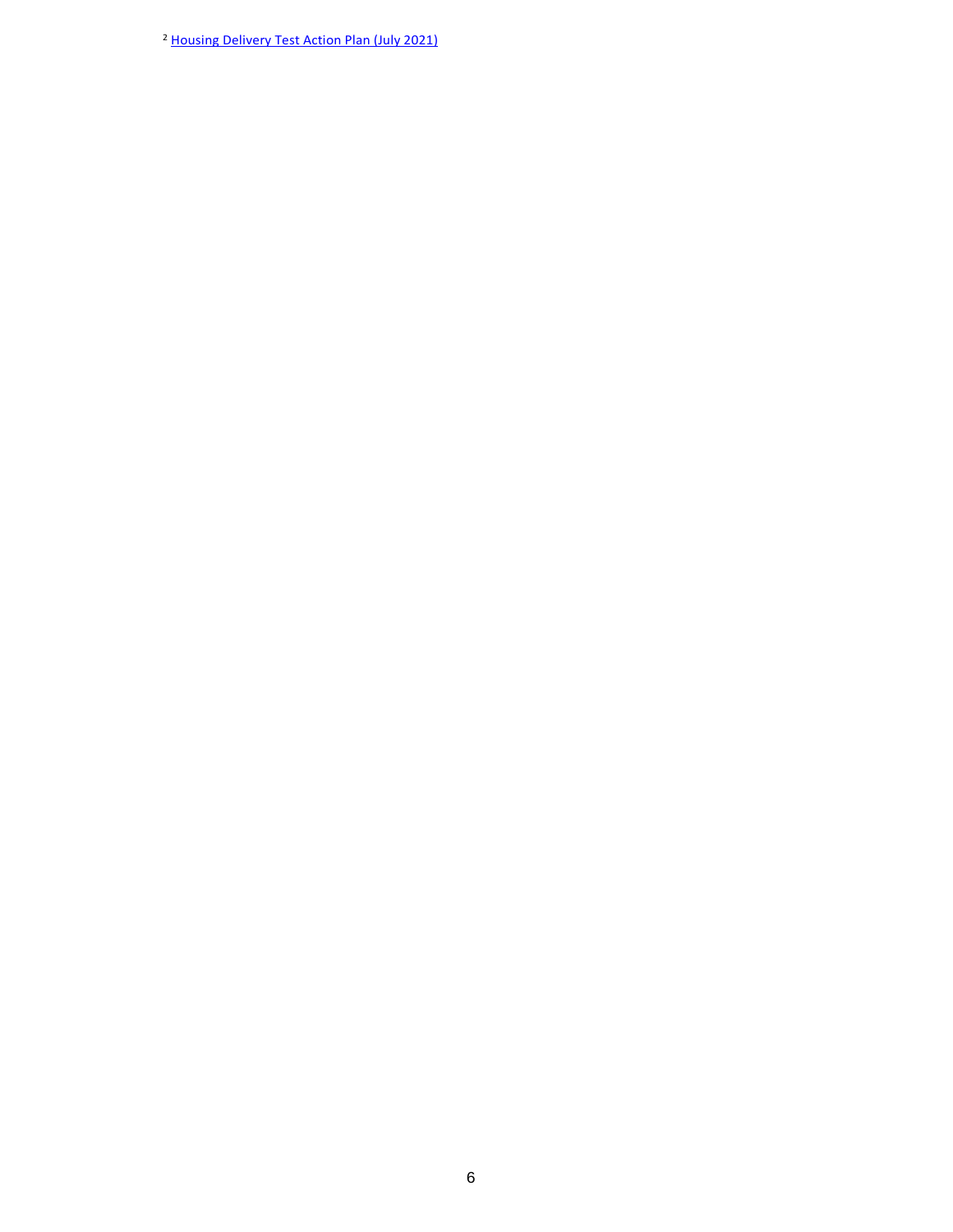[2] Housing Delivery Test Action Plan (July 2021)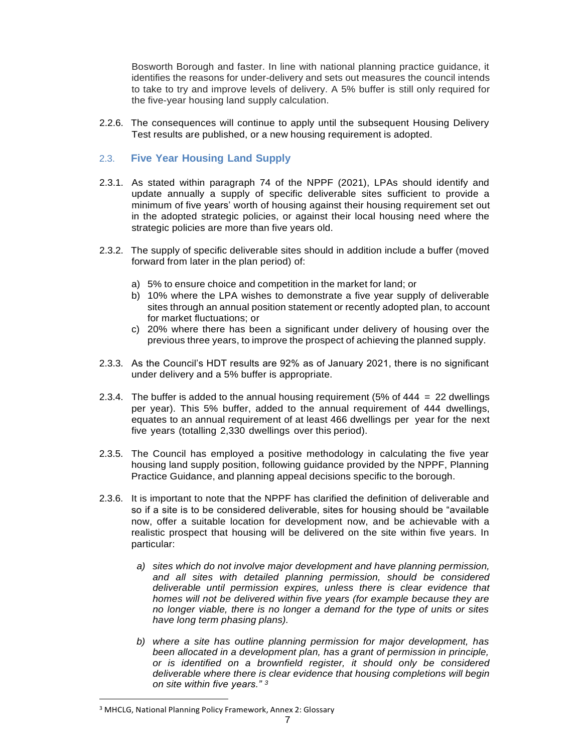Bosworth Borough and faster. In line with national planning practice guidance, it identifies the reasons for under-delivery and sets out measures the council intends to take to try and improve levels of delivery. A 5% buffer is still only required for the five-year housing land supply calculation.

2.2.6. The consequences will continue to apply until the subsequent Housing Delivery Test results are published, or a new housing requirement is adopted.

## 2.3. Five Year Housing Land Supply

2.3.1. As stated within paragraph 74 of the NPPF (2021), LPAs should identify and update annually a supply of specific deliverable sites sufficient to provide a minimum of five years' worth of housing against their housing requirement set out in the adopted strategic policies, or against their local housing need where the strategic policies are more than five years old.

2.3.2. The supply of specific deliverable sites should in addition include a buffer (moved forward from later in the plan period) of:

a) 5% to ensure choice and competition in the market for land; or
b) 10% where the LPA wishes to demonstrate a five year supply of deliverable sites through an annual position statement or recently adopted plan, to account for market fluctuations; or
c) 20% where there has been a significant under delivery of housing over the previous three years, to improve the prospect of achieving the planned supply.

2.3.3. As the Council's HDT results are 92% as of January 2021, there is no significant under delivery and a 5% buffer is appropriate.

2.3.4. The buffer is added to the annual housing requirement (5% of 444 = 22 dwellings per year). This 5% buffer, added to the annual requirement of 444 dwellings, equates to an annual requirement of at least 466 dwellings per year for the next five years (totalling 2,330 dwellings over this period).

2.3.5. The Council has employed a positive methodology in calculating the five year housing land supply position, following guidance provided by the NPPF, Planning Practice Guidance, and planning appeal decisions specific to the borough.

2.3.6. It is important to note that the NPPF has clarified the definition of deliverable and so if a site is to be considered deliverable, sites for housing should be "available now, offer a suitable location for development now, and be achievable with a realistic prospect that housing will be delivered on the site within five years. In particular:

*a) sites which do not involve major development and have planning permission, and all sites with detailed planning permission, should be considered deliverable until permission expires, unless there is clear evidence that homes will not be delivered within five years (for example because they are no longer viable, there is no longer a demand for the type of units or sites have long term phasing plans).*

*b) where a site has outline planning permission for major development, has been allocated in a development plan, has a grant of permission in principle, or is identified on a brownfield register, it should only be considered deliverable where there is clear evidence that housing completions will begin on site within five years."* [3]

---

[3] MHCLG, National Planning Policy Framework, Annex 2: Glossary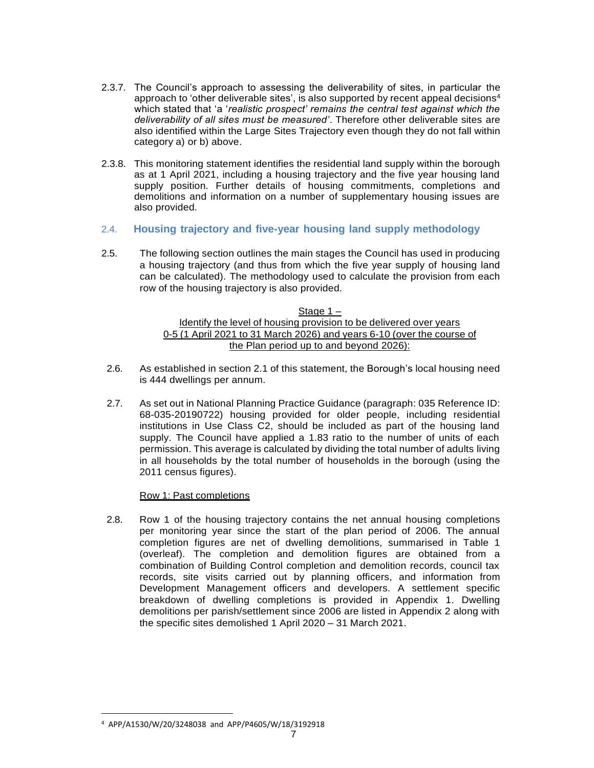2.3.7. The Council's approach to assessing the deliverability of sites, in particular the approach to 'other deliverable sites', is also supported by recent appeal decisions[4] which stated that 'a '*realistic prospect' remains the central test against which the deliverability of all sites must be measured'*. Therefore other deliverable sites are also identified within the Large Sites Trajectory even though they do not fall within category a) or b) above.

2.3.8. This monitoring statement identifies the residential land supply within the borough as at 1 April 2021, including a housing trajectory and the five year housing land supply position. Further details of housing commitments, completions and demolitions and information on a number of supplementary housing issues are also provided.

## 2.4. Housing trajectory and five-year housing land supply methodology

2.5. The following section outlines the main stages the Council has used in producing a housing trajectory (and thus from which the five year supply of housing land can be calculated). The methodology used to calculate the provision from each row of the housing trajectory is also provided.

<u>Stage 1 –</u>
<u>Identify the level of housing provision to be delivered over years 0-5 (1 April 2021 to 31 March 2026) and years 6-10 (over the course of the Plan period up to and beyond 2026):</u>

2.6. As established in section 2.1 of this statement, the Borough's local housing need is 444 dwellings per annum.

2.7. As set out in National Planning Practice Guidance (paragraph: 035 Reference ID: 68-035-20190722) housing provided for older people, including residential institutions in Use Class C2, should be included as part of the housing land supply. The Council have applied a 1.83 ratio to the number of units of each permission. This average is calculated by dividing the total number of adults living in all households by the total number of households in the borough (using the 2011 census figures).

<u>Row 1: Past completions</u>

2.8. Row 1 of the housing trajectory contains the net annual housing completions per monitoring year since the start of the plan period of 2006. The annual completion figures are net of dwelling demolitions, summarised in Table 1 (overleaf). The completion and demolition figures are obtained from a combination of Building Control completion and demolition records, council tax records, site visits carried out by planning officers, and information from Development Management officers and developers. A settlement specific breakdown of dwelling completions is provided in Appendix 1. Dwelling demolitions per parish/settlement since 2006 are listed in Appendix 2 along with the specific sites demolished 1 April 2020 – 31 March 2021.

[4] APP/A1530/W/20/3248038 and APP/P4605/W/18/3192918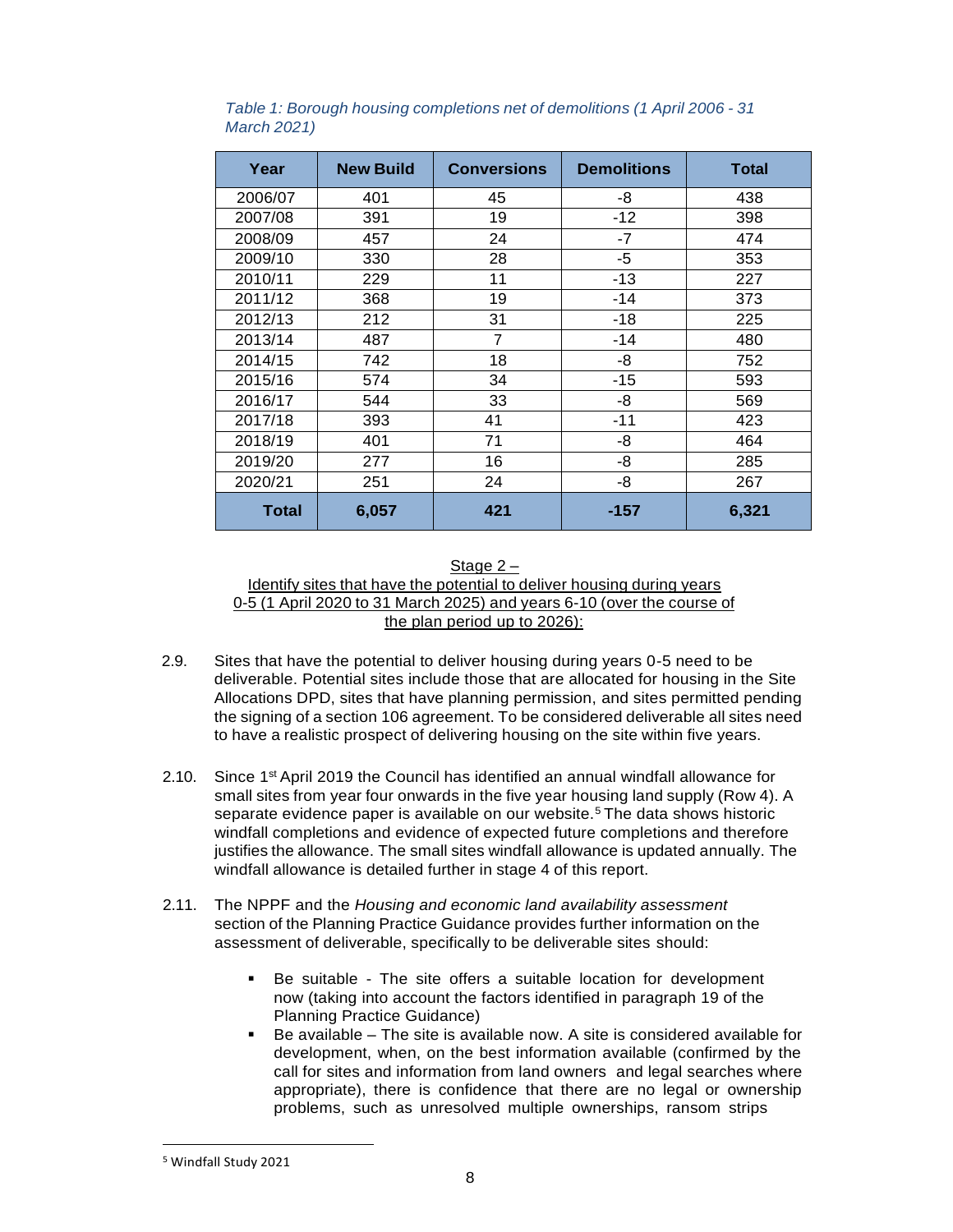*Table 1: Borough housing completions net of demolitions (1 April 2006 - 31 March 2021)*

| Year | New Build | Conversions | Demolitions | Total |
|---|---|---|---|---|
| 2006/07 | 401 | 45 | -8 | 438 |
| 2007/08 | 391 | 19 | -12 | 398 |
| 2008/09 | 457 | 24 | -7 | 474 |
| 2009/10 | 330 | 28 | -5 | 353 |
| 2010/11 | 229 | 11 | -13 | 227 |
| 2011/12 | 368 | 19 | -14 | 373 |
| 2012/13 | 212 | 31 | -18 | 225 |
| 2013/14 | 487 | 7 | -14 | 480 |
| 2014/15 | 742 | 18 | -8 | 752 |
| 2015/16 | 574 | 34 | -15 | 593 |
| 2016/17 | 544 | 33 | -8 | 569 |
| 2017/18 | 393 | 41 | -11 | 423 |
| 2018/19 | 401 | 71 | -8 | 464 |
| 2019/20 | 277 | 16 | -8 | 285 |
| 2020/21 | 251 | 24 | -8 | 267 |
| **Total** | **6,057** | **421** | **-157** | **6,321** |

### Stage 2 – Identify sites that have the potential to deliver housing during years 0-5 (1 April 2020 to 31 March 2025) and years 6-10 (over the course of the plan period up to 2026):

2.9. Sites that have the potential to deliver housing during years 0-5 need to be deliverable. Potential sites include those that are allocated for housing in the Site Allocations DPD, sites that have planning permission, and sites permitted pending the signing of a section 106 agreement. To be considered deliverable all sites need to have a realistic prospect of delivering housing on the site within five years.

2.10. Since 1st April 2019 the Council has identified an annual windfall allowance for small sites from year four onwards in the five year housing land supply (Row 4). A separate evidence paper is available on our website.[5] The data shows historic windfall completions and evidence of expected future completions and therefore justifies the allowance. The small sites windfall allowance is updated annually. The windfall allowance is detailed further in stage 4 of this report.

2.11. The NPPF and the *Housing and economic land availability assessment* section of the Planning Practice Guidance provides further information on the assessment of deliverable, specifically to be deliverable sites should:

- Be suitable - The site offers a suitable location for development now (taking into account the factors identified in paragraph 19 of the Planning Practice Guidance)
- Be available – The site is available now. A site is considered available for development, when, on the best information available (confirmed by the call for sites and information from land owners and legal searches where appropriate), there is confidence that there are no legal or ownership problems, such as unresolved multiple ownerships, ransom strips

[5] Windfall Study 2021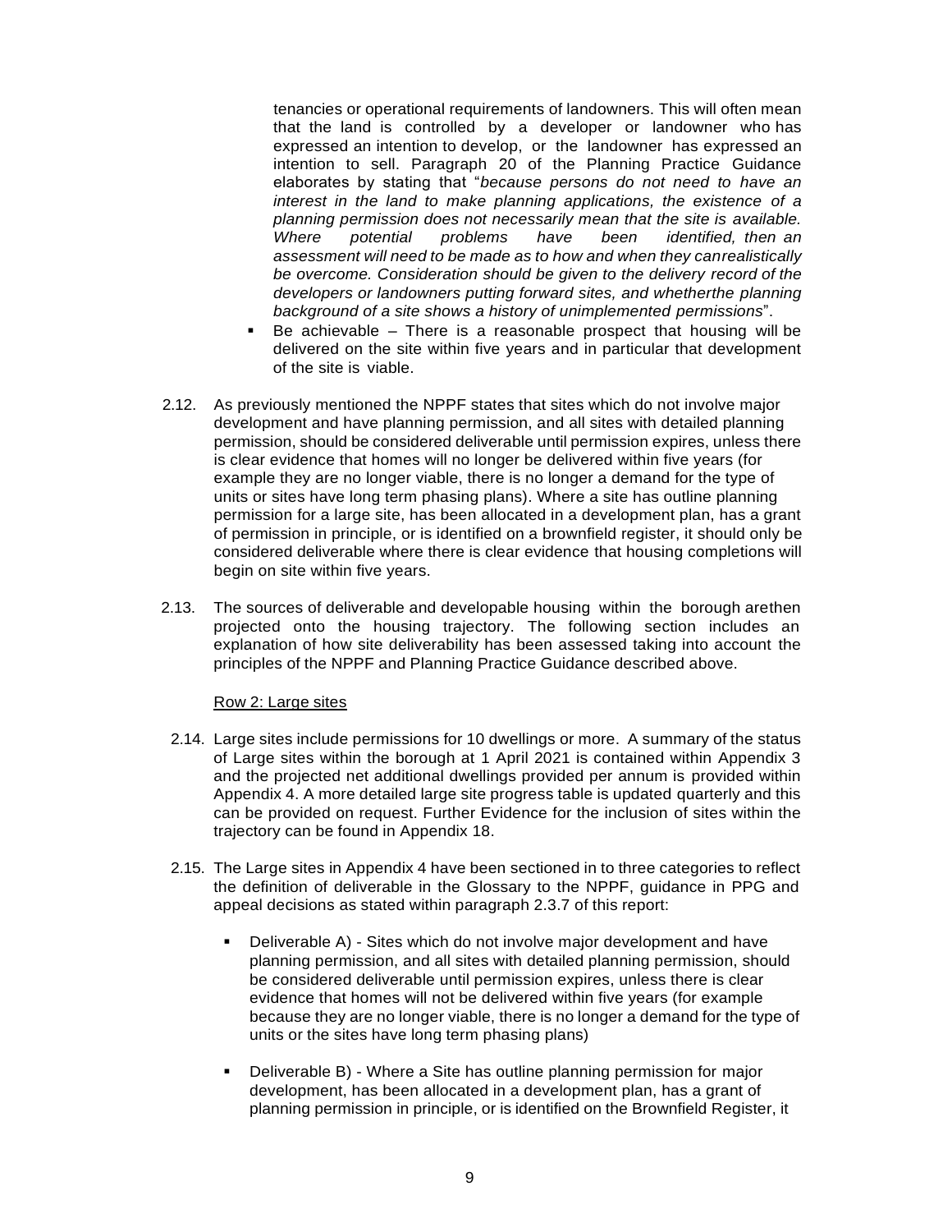tenancies or operational requirements of landowners. This will often mean that the land is controlled by a developer or landowner who has expressed an intention to develop, or the landowner has expressed an intention to sell. Paragraph 20 of the Planning Practice Guidance elaborates by stating that "*because persons do not need to have an interest in the land to make planning applications, the existence of a planning permission does not necessarily mean that the site is available. Where potential problems have been identified, then an assessment will need to be made as to how and when they canrealistically be overcome. Consideration should be given to the delivery record of the developers or landowners putting forward sites, and whetherthe planning background of a site shows a history of unimplemented permissions*".

- Be achievable – There is a reasonable prospect that housing will be delivered on the site within five years and in particular that development of the site is viable.

2.12. As previously mentioned the NPPF states that sites which do not involve major development and have planning permission, and all sites with detailed planning permission, should be considered deliverable until permission expires, unless there is clear evidence that homes will no longer be delivered within five years (for example they are no longer viable, there is no longer a demand for the type of units or sites have long term phasing plans). Where a site has outline planning permission for a large site, has been allocated in a development plan, has a grant of permission in principle, or is identified on a brownfield register, it should only be considered deliverable where there is clear evidence that housing completions will begin on site within five years.

2.13. The sources of deliverable and developable housing within the borough arethen projected onto the housing trajectory. The following section includes an explanation of how site deliverability has been assessed taking into account the principles of the NPPF and Planning Practice Guidance described above.

Row 2: Large sites

2.14. Large sites include permissions for 10 dwellings or more. A summary of the status of Large sites within the borough at 1 April 2021 is contained within Appendix 3 and the projected net additional dwellings provided per annum is provided within Appendix 4. A more detailed large site progress table is updated quarterly and this can be provided on request. Further Evidence for the inclusion of sites within the trajectory can be found in Appendix 18.

2.15. The Large sites in Appendix 4 have been sectioned in to three categories to reflect the definition of deliverable in the Glossary to the NPPF, guidance in PPG and appeal decisions as stated within paragraph 2.3.7 of this report:

- Deliverable A) - Sites which do not involve major development and have planning permission, and all sites with detailed planning permission, should be considered deliverable until permission expires, unless there is clear evidence that homes will not be delivered within five years (for example because they are no longer viable, there is no longer a demand for the type of units or the sites have long term phasing plans)

- Deliverable B) - Where a Site has outline planning permission for major development, has been allocated in a development plan, has a grant of planning permission in principle, or is identified on the Brownfield Register, it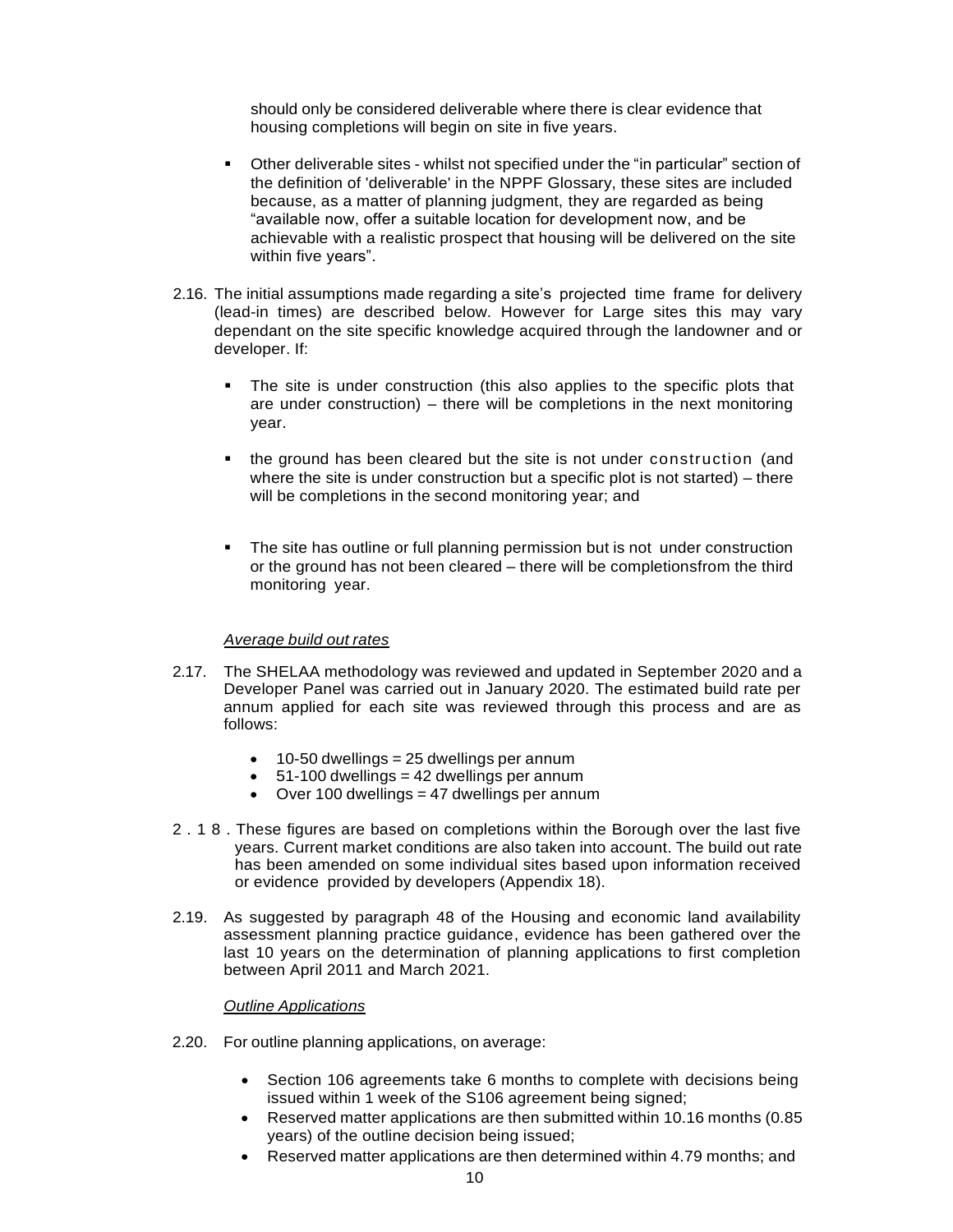should only be considered deliverable where there is clear evidence that housing completions will begin on site in five years.

- Other deliverable sites - whilst not specified under the "in particular" section of the definition of 'deliverable' in the NPPF Glossary, these sites are included because, as a matter of planning judgment, they are regarded as being "available now, offer a suitable location for development now, and be achievable with a realistic prospect that housing will be delivered on the site within five years".

2.16. The initial assumptions made regarding a site's projected time frame for delivery (lead-in times) are described below. However for Large sites this may vary dependant on the site specific knowledge acquired through the landowner and or developer. If:

- The site is under construction (this also applies to the specific plots that are under construction) – there will be completions in the next monitoring year.
- the ground has been cleared but the site is not under construction (and where the site is under construction but a specific plot is not started) – there will be completions in the second monitoring year; and
- The site has outline or full planning permission but is not under construction or the ground has not been cleared – there will be completionsfrom the third monitoring year.

*Average build out rates*

2.17. The SHELAA methodology was reviewed and updated in September 2020 and a Developer Panel was carried out in January 2020. The estimated build rate per annum applied for each site was reviewed through this process and are as follows:

- 10-50 dwellings = 25 dwellings per annum
- 51-100 dwellings = 42 dwellings per annum
- Over 100 dwellings = 47 dwellings per annum

2.18. These figures are based on completions within the Borough over the last five years. Current market conditions are also taken into account. The build out rate has been amended on some individual sites based upon information received or evidence provided by developers (Appendix 18).

2.19. As suggested by paragraph 48 of the Housing and economic land availability assessment planning practice guidance, evidence has been gathered over the last 10 years on the determination of planning applications to first completion between April 2011 and March 2021.

*Outline Applications*

2.20. For outline planning applications, on average:

- Section 106 agreements take 6 months to complete with decisions being issued within 1 week of the S106 agreement being signed;
- Reserved matter applications are then submitted within 10.16 months (0.85 years) of the outline decision being issued;
- Reserved matter applications are then determined within 4.79 months; and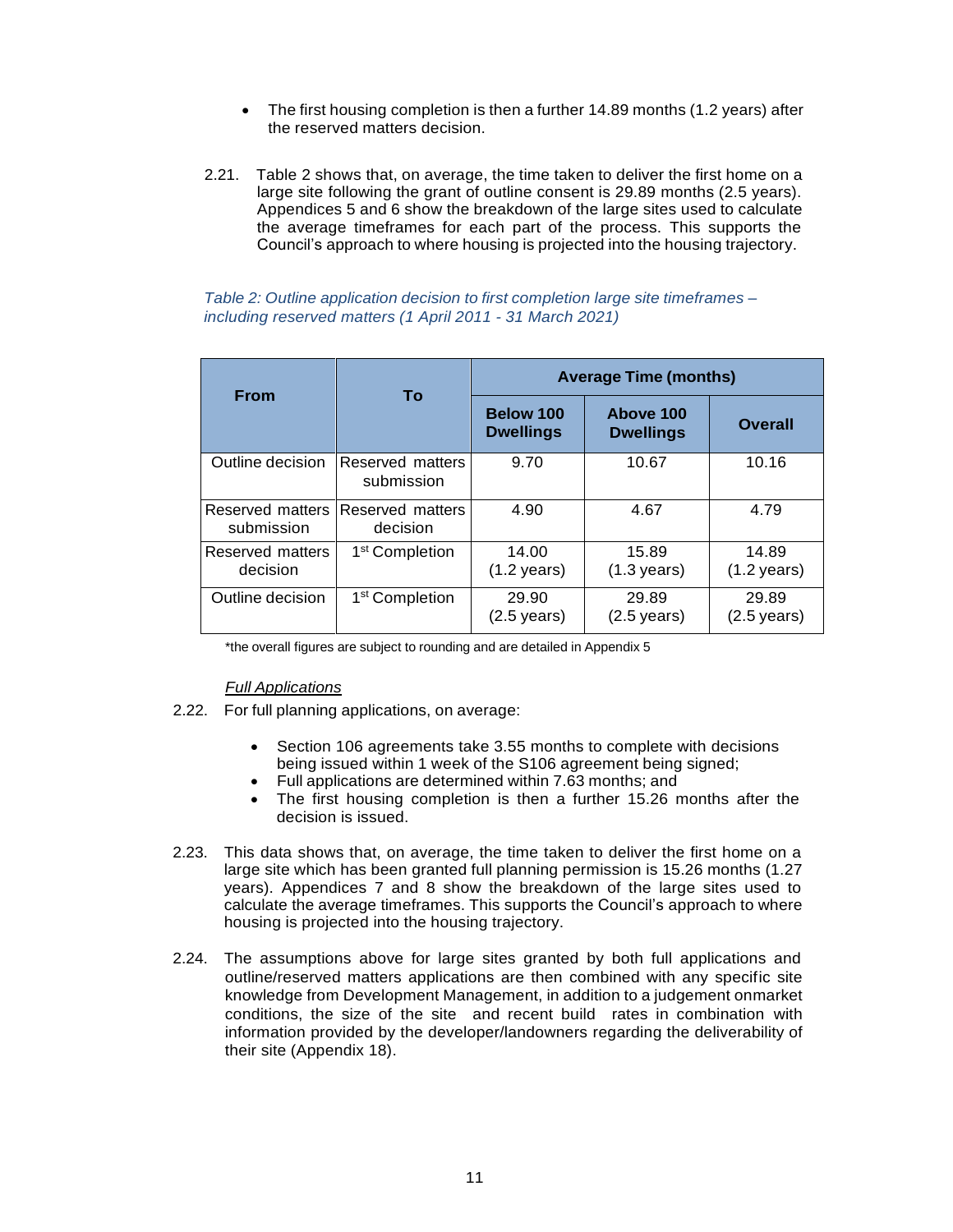- The first housing completion is then a further 14.89 months (1.2 years) after the reserved matters decision.

2.21. Table 2 shows that, on average, the time taken to deliver the first home on a large site following the grant of outline consent is 29.89 months (2.5 years). Appendices 5 and 6 show the breakdown of the large sites used to calculate the average timeframes for each part of the process. This supports the Council's approach to where housing is projected into the housing trajectory.

*Table 2: Outline application decision to first completion large site timeframes – including reserved matters (1 April 2011 - 31 March 2021)*

| From | To | Average Time (months) | | |
|---|---|---|---|---|
| | | **Below 100 Dwellings** | **Above 100 Dwellings** | **Overall** |
| Outline decision | Reserved matters submission | 9.70 | 10.67 | 10.16 |
| Reserved matters submission | Reserved matters decision | 4.90 | 4.67 | 4.79 |
| Reserved matters decision | 1st Completion | 14.00 (1.2 years) | 15.89 (1.3 years) | 14.89 (1.2 years) |
| Outline decision | 1st Completion | 29.90 (2.5 years) | 29.89 (2.5 years) | 29.89 (2.5 years) |

*the overall figures are subject to rounding and are detailed in Appendix 5

*Full Applications*

2.22. For full planning applications, on average:

- Section 106 agreements take 3.55 months to complete with decisions being issued within 1 week of the S106 agreement being signed;
- Full applications are determined within 7.63 months; and
- The first housing completion is then a further 15.26 months after the decision is issued.

2.23. This data shows that, on average, the time taken to deliver the first home on a large site which has been granted full planning permission is 15.26 months (1.27 years). Appendices 7 and 8 show the breakdown of the large sites used to calculate the average timeframes. This supports the Council's approach to where housing is projected into the housing trajectory.

2.24. The assumptions above for large sites granted by both full applications and outline/reserved matters applications are then combined with any specific site knowledge from Development Management, in addition to a judgement onmarket conditions, the size of the site and recent build rates in combination with information provided by the developer/landowners regarding the deliverability of their site (Appendix 18).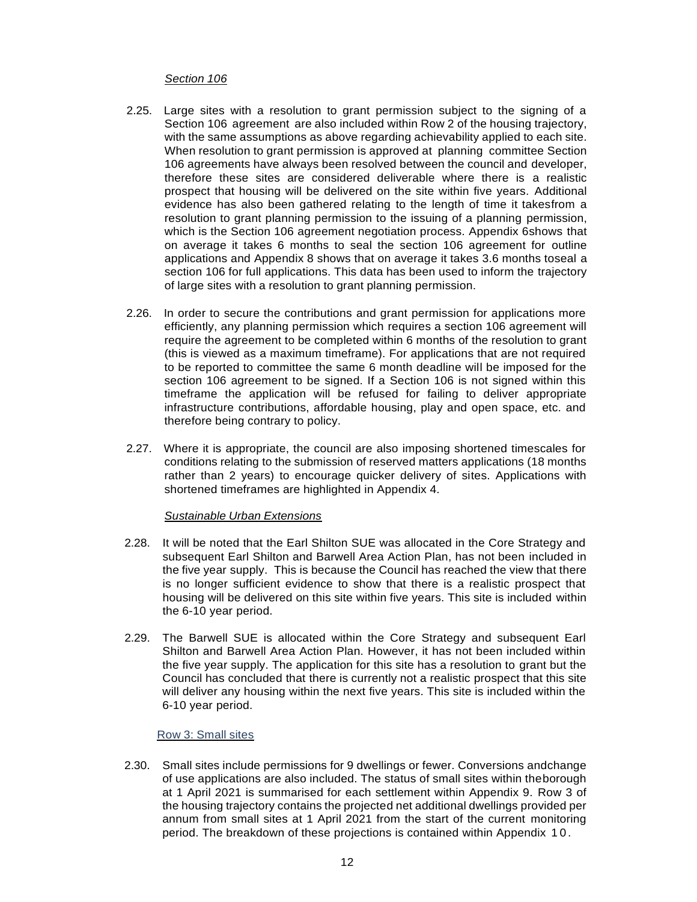*Section 106*

2.25. Large sites with a resolution to grant permission subject to the signing of a Section 106 agreement are also included within Row 2 of the housing trajectory, with the same assumptions as above regarding achievability applied to each site. When resolution to grant permission is approved at planning committee Section 106 agreements have always been resolved between the council and developer, therefore these sites are considered deliverable where there is a realistic prospect that housing will be delivered on the site within five years. Additional evidence has also been gathered relating to the length of time it takesfrom a resolution to grant planning permission to the issuing of a planning permission, which is the Section 106 agreement negotiation process. Appendix 6shows that on average it takes 6 months to seal the section 106 agreement for outline applications and Appendix 8 shows that on average it takes 3.6 months toseal a section 106 for full applications. This data has been used to inform the trajectory of large sites with a resolution to grant planning permission.

2.26. In order to secure the contributions and grant permission for applications more efficiently, any planning permission which requires a section 106 agreement will require the agreement to be completed within 6 months of the resolution to grant (this is viewed as a maximum timeframe). For applications that are not required to be reported to committee the same 6 month deadline will be imposed for the section 106 agreement to be signed. If a Section 106 is not signed within this timeframe the application will be refused for failing to deliver appropriate infrastructure contributions, affordable housing, play and open space, etc. and therefore being contrary to policy.

2.27. Where it is appropriate, the council are also imposing shortened timescales for conditions relating to the submission of reserved matters applications (18 months rather than 2 years) to encourage quicker delivery of sites. Applications with shortened timeframes are highlighted in Appendix 4.

*Sustainable Urban Extensions*

2.28. It will be noted that the Earl Shilton SUE was allocated in the Core Strategy and subsequent Earl Shilton and Barwell Area Action Plan, has not been included in the five year supply. This is because the Council has reached the view that there is no longer sufficient evidence to show that there is a realistic prospect that housing will be delivered on this site within five years. This site is included within the 6-10 year period.

2.29. The Barwell SUE is allocated within the Core Strategy and subsequent Earl Shilton and Barwell Area Action Plan. However, it has not been included within the five year supply. The application for this site has a resolution to grant but the Council has concluded that there is currently not a realistic prospect that this site will deliver any housing within the next five years. This site is included within the 6-10 year period.

Row 3: Small sites

2.30. Small sites include permissions for 9 dwellings or fewer. Conversions andchange of use applications are also included. The status of small sites within theborough at 1 April 2021 is summarised for each settlement within Appendix 9. Row 3 of the housing trajectory contains the projected net additional dwellings provided per annum from small sites at 1 April 2021 from the start of the current monitoring period. The breakdown of these projections is contained within Appendix 10.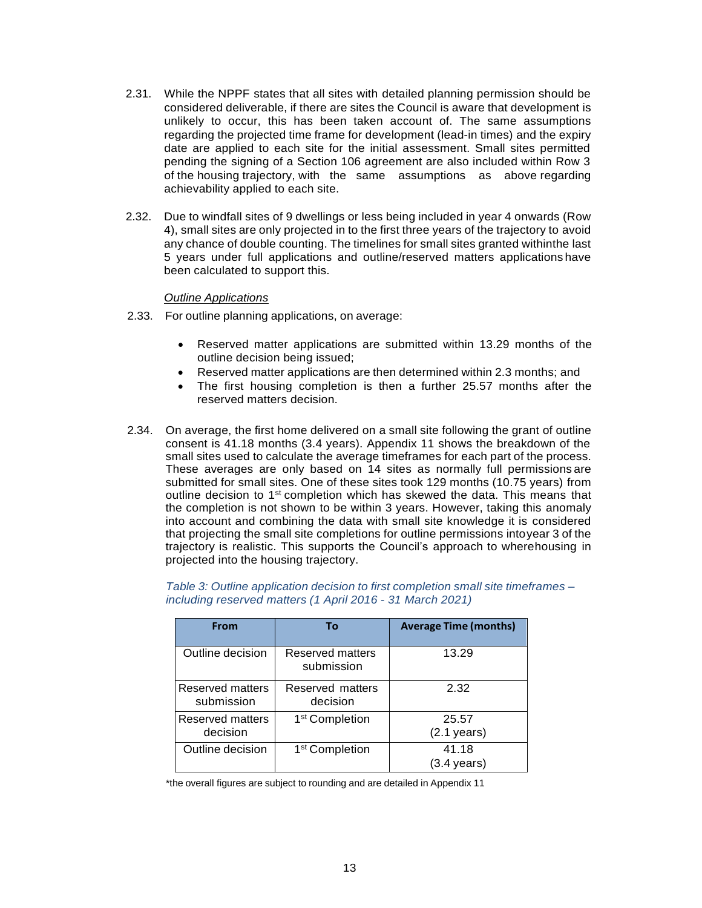2.31. While the NPPF states that all sites with detailed planning permission should be considered deliverable, if there are sites the Council is aware that development is unlikely to occur, this has been taken account of. The same assumptions regarding the projected time frame for development (lead-in times) and the expiry date are applied to each site for the initial assessment. Small sites permitted pending the signing of a Section 106 agreement are also included within Row 3 of the housing trajectory, with the same assumptions as above regarding achievability applied to each site.

2.32. Due to windfall sites of 9 dwellings or less being included in year 4 onwards (Row 4), small sites are only projected in to the first three years of the trajectory to avoid any chance of double counting. The timelines for small sites granted withinthe last 5 years under full applications and outline/reserved matters applications have been calculated to support this.

*Outline Applications*

2.33. For outline planning applications, on average:

- Reserved matter applications are submitted within 13.29 months of the outline decision being issued;
- Reserved matter applications are then determined within 2.3 months; and
- The first housing completion is then a further 25.57 months after the reserved matters decision.

2.34. On average, the first home delivered on a small site following the grant of outline consent is 41.18 months (3.4 years). Appendix 11 shows the breakdown of the small sites used to calculate the average timeframes for each part of the process. These averages are only based on 14 sites as normally full permissions are submitted for small sites. One of these sites took 129 months (10.75 years) from outline decision to 1st completion which has skewed the data. This means that the completion is not shown to be within 3 years. However, taking this anomaly into account and combining the data with small site knowledge it is considered that projecting the small site completions for outline permissions intoyear 3 of the trajectory is realistic. This supports the Council's approach to wherehousing in projected into the housing trajectory.

*Table 3: Outline application decision to first completion small site timeframes – including reserved matters (1 April 2016 - 31 March 2021)*

| From | To | Average Time (months) |
|---|---|---|
| Outline decision | Reserved matters submission | 13.29 |
| Reserved matters submission | Reserved matters decision | 2.32 |
| Reserved matters decision | 1st Completion | 25.57 (2.1 years) |
| Outline decision | 1st Completion | 41.18 (3.4 years) |

*the overall figures are subject to rounding and are detailed in Appendix 11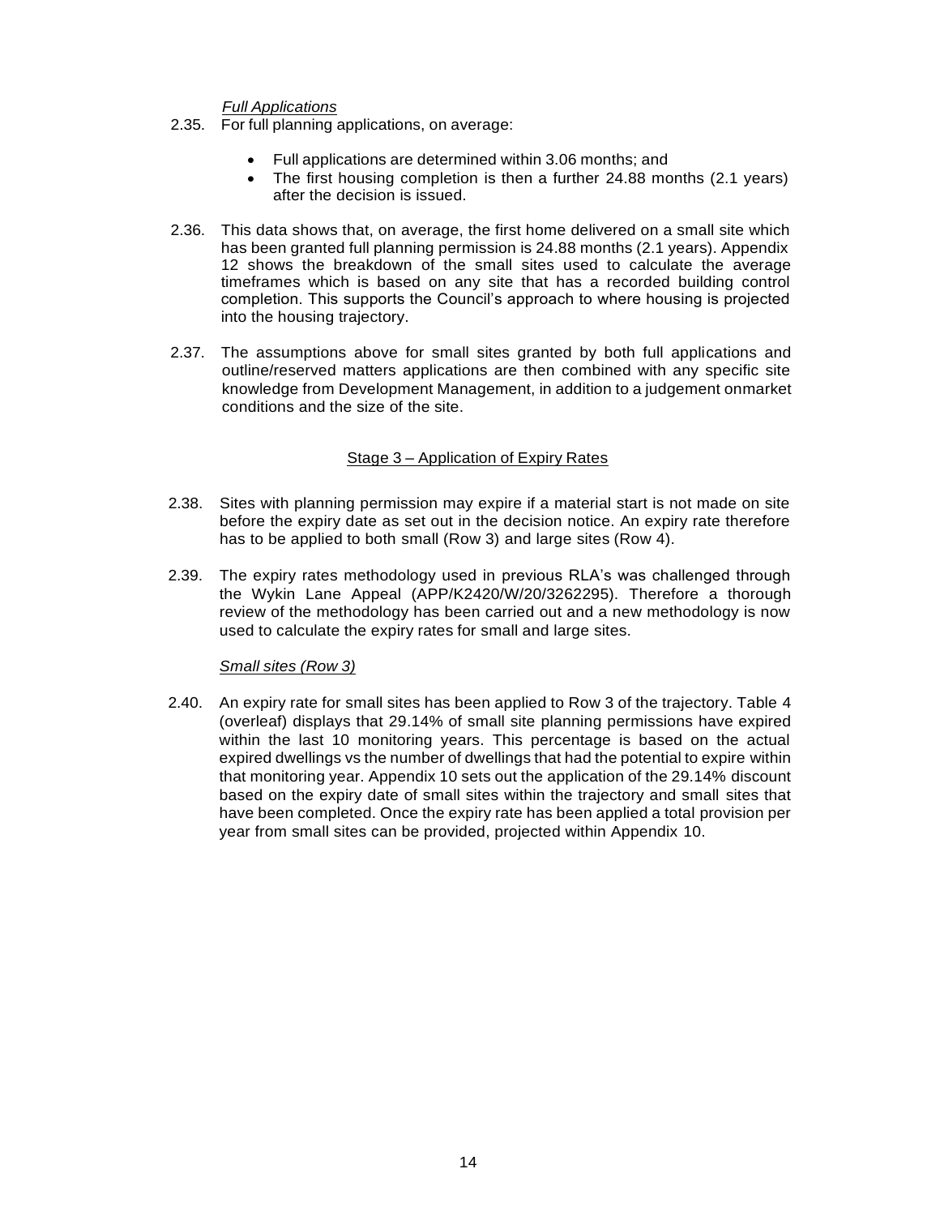*Full Applications*

2.35. For full planning applications, on average:

- Full applications are determined within 3.06 months; and
- The first housing completion is then a further 24.88 months (2.1 years) after the decision is issued.

2.36. This data shows that, on average, the first home delivered on a small site which has been granted full planning permission is 24.88 months (2.1 years). Appendix 12 shows the breakdown of the small sites used to calculate the average timeframes which is based on any site that has a recorded building control completion. This supports the Council's approach to where housing is projected into the housing trajectory.

2.37. The assumptions above for small sites granted by both full applications and outline/reserved matters applications are then combined with any specific site knowledge from Development Management, in addition to a judgement onmarket conditions and the size of the site.

## Stage 3 – Application of Expiry Rates

2.38. Sites with planning permission may expire if a material start is not made on site before the expiry date as set out in the decision notice. An expiry rate therefore has to be applied to both small (Row 3) and large sites (Row 4).

2.39. The expiry rates methodology used in previous RLA's was challenged through the Wykin Lane Appeal (APP/K2420/W/20/3262295). Therefore a thorough review of the methodology has been carried out and a new methodology is now used to calculate the expiry rates for small and large sites.

*Small sites (Row 3)*

2.40. An expiry rate for small sites has been applied to Row 3 of the trajectory. Table 4 (overleaf) displays that 29.14% of small site planning permissions have expired within the last 10 monitoring years. This percentage is based on the actual expired dwellings vs the number of dwellings that had the potential to expire within that monitoring year. Appendix 10 sets out the application of the 29.14% discount based on the expiry date of small sites within the trajectory and small sites that have been completed. Once the expiry rate has been applied a total provision per year from small sites can be provided, projected within Appendix 10.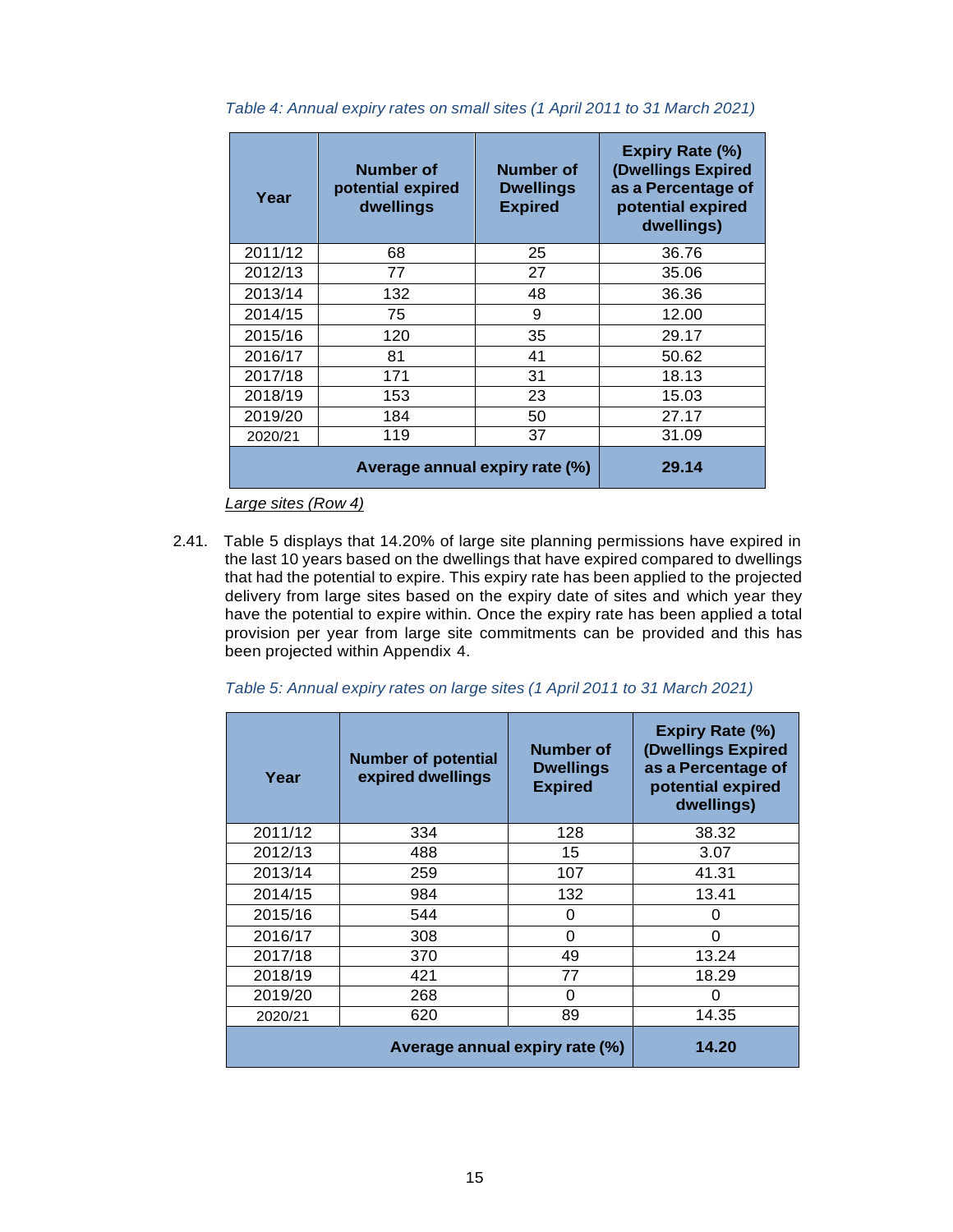*Table 4: Annual expiry rates on small sites (1 April 2011 to 31 March 2021)*

| Year | Number of potential expired dwellings | Number of Dwellings Expired | Expiry Rate (%) (Dwellings Expired as a Percentage of potential expired dwellings) |
|---|---|---|---|
| 2011/12 | 68 | 25 | 36.76 |
| 2012/13 | 77 | 27 | 35.06 |
| 2013/14 | 132 | 48 | 36.36 |
| 2014/15 | 75 | 9 | 12.00 |
| 2015/16 | 120 | 35 | 29.17 |
| 2016/17 | 81 | 41 | 50.62 |
| 2017/18 | 171 | 31 | 18.13 |
| 2018/19 | 153 | 23 | 15.03 |
| 2019/20 | 184 | 50 | 27.17 |
| 2020/21 | 119 | 37 | 31.09 |
| **Average annual expiry rate (%)** | | | **29.14** |

_Large sites (Row 4)_

2.41. Table 5 displays that 14.20% of large site planning permissions have expired in the last 10 years based on the dwellings that have expired compared to dwellings that had the potential to expire. This expiry rate has been applied to the projected delivery from large sites based on the expiry date of sites and which year they have the potential to expire within. Once the expiry rate has been applied a total provision per year from large site commitments can be provided and this has been projected within Appendix 4.

*Table 5: Annual expiry rates on large sites (1 April 2011 to 31 March 2021)*

| Year | Number of potential expired dwellings | Number of Dwellings Expired | Expiry Rate (%) (Dwellings Expired as a Percentage of potential expired dwellings) |
|---|---|---|---|
| 2011/12 | 334 | 128 | 38.32 |
| 2012/13 | 488 | 15 | 3.07 |
| 2013/14 | 259 | 107 | 41.31 |
| 2014/15 | 984 | 132 | 13.41 |
| 2015/16 | 544 | 0 | 0 |
| 2016/17 | 308 | 0 | 0 |
| 2017/18 | 370 | 49 | 13.24 |
| 2018/19 | 421 | 77 | 18.29 |
| 2019/20 | 268 | 0 | 0 |
| 2020/21 | 620 | 89 | 14.35 |
| **Average annual expiry rate (%)** | | | **14.20** |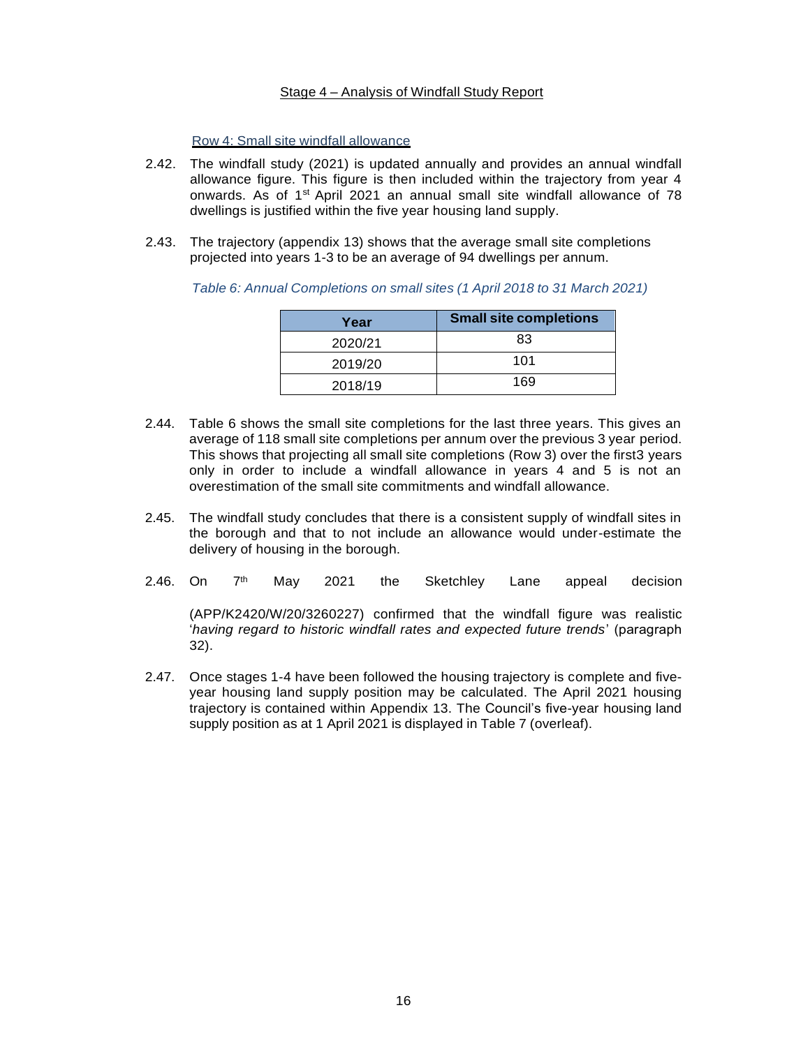Stage 4 – Analysis of Windfall Study Report

Row 4: Small site windfall allowance

2.42. The windfall study (2021) is updated annually and provides an annual windfall allowance figure. This figure is then included within the trajectory from year 4 onwards. As of 1st April 2021 an annual small site windfall allowance of 78 dwellings is justified within the five year housing land supply.

2.43. The trajectory (appendix 13) shows that the average small site completions projected into years 1-3 to be an average of 94 dwellings per annum.

*Table 6: Annual Completions on small sites (1 April 2018 to 31 March 2021)*

| Year | Small site completions |
|---|---|
| 2020/21 | 83 |
| 2019/20 | 101 |
| 2018/19 | 169 |

2.44. Table 6 shows the small site completions for the last three years. This gives an average of 118 small site completions per annum over the previous 3 year period. This shows that projecting all small site completions (Row 3) over the first3 years only in order to include a windfall allowance in years 4 and 5 is not an overestimation of the small site commitments and windfall allowance.

2.45. The windfall study concludes that there is a consistent supply of windfall sites in the borough and that to not include an allowance would under-estimate the delivery of housing in the borough.

2.46. On 7th May 2021 the Sketchley Lane appeal decision

(APP/K2420/W/20/3260227) confirmed that the windfall figure was realistic '*having regard to historic windfall rates and expected future trends*' (paragraph 32).

2.47. Once stages 1-4 have been followed the housing trajectory is complete and five-year housing land supply position may be calculated. The April 2021 housing trajectory is contained within Appendix 13. The Council's five-year housing land supply position as at 1 April 2021 is displayed in Table 7 (overleaf).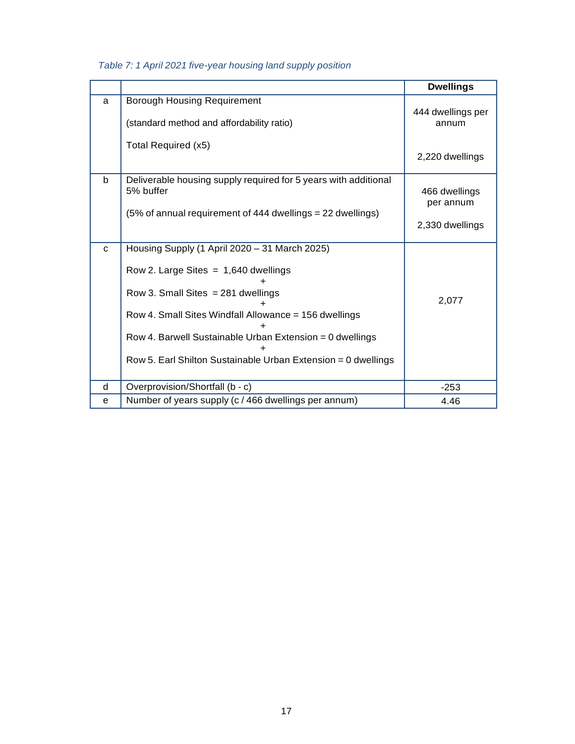*Table 7: 1 April 2021 five-year housing land supply position*

| | | Dwellings |
|---|---|---|
| a | Borough Housing Requirement<br><br>(standard method and affordability ratio)<br><br>Total Required (x5) | 444 dwellings per annum<br><br>2,220 dwellings |
| b | Deliverable housing supply required for 5 years with additional 5% buffer<br><br>(5% of annual requirement of 444 dwellings = 22 dwellings) | 466 dwellings per annum<br><br>2,330 dwellings |
| c | Housing Supply (1 April 2020 – 31 March 2025)<br><br>Row 2. Large Sites = 1,640 dwellings<br>+<br>Row 3. Small Sites = 281 dwellings<br>+<br>Row 4. Small Sites Windfall Allowance = 156 dwellings<br>+<br>Row 4. Barwell Sustainable Urban Extension = 0 dwellings<br>+<br>Row 5. Earl Shilton Sustainable Urban Extension = 0 dwellings | 2,077 |
| d | Overprovision/Shortfall (b - c) | -253 |
| e | Number of years supply (c / 466 dwellings per annum) | 4.46 |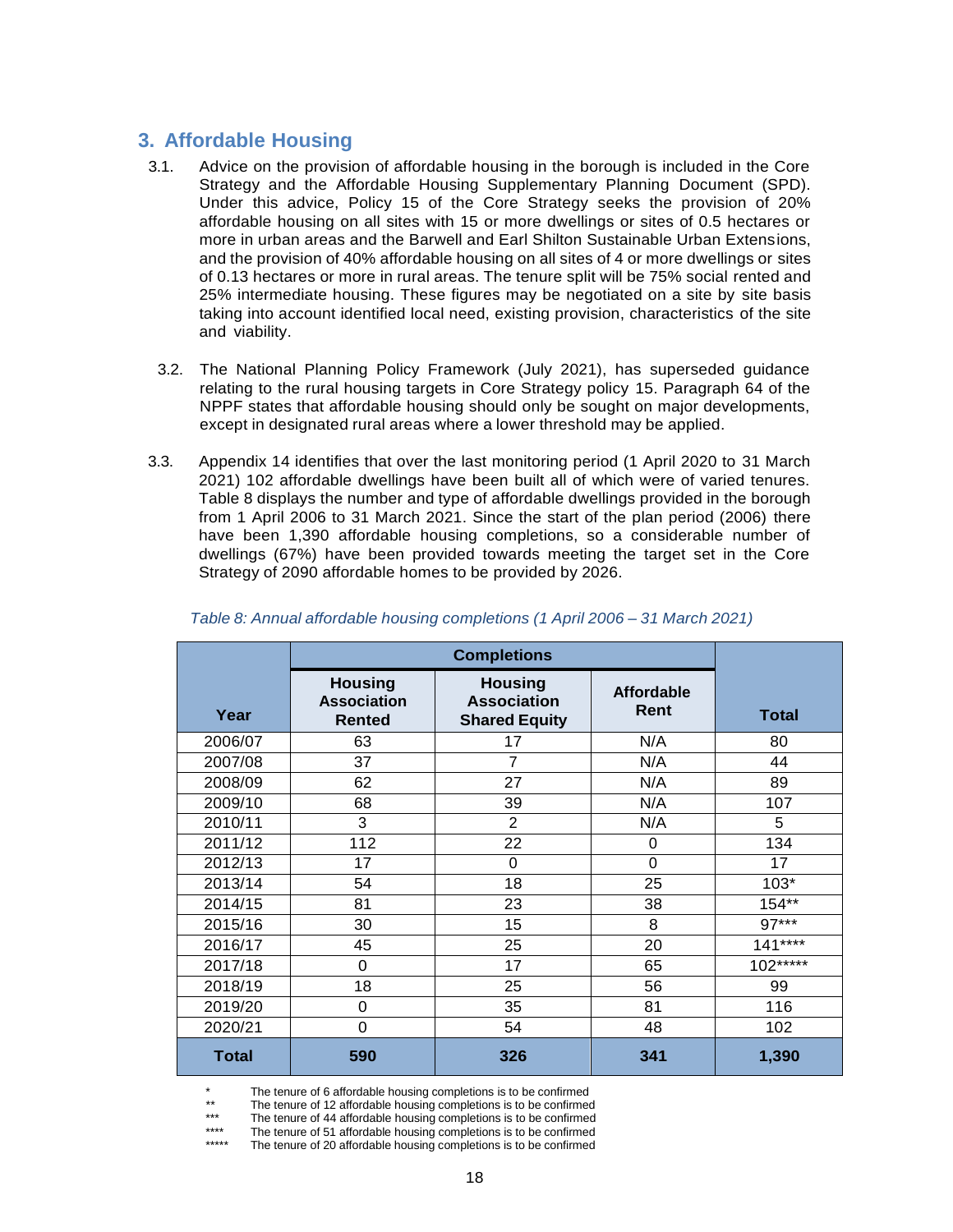## 3. Affordable Housing

3.1. Advice on the provision of affordable housing in the borough is included in the Core Strategy and the Affordable Housing Supplementary Planning Document (SPD). Under this advice, Policy 15 of the Core Strategy seeks the provision of 20% affordable housing on all sites with 15 or more dwellings or sites of 0.5 hectares or more in urban areas and the Barwell and Earl Shilton Sustainable Urban Extensions, and the provision of 40% affordable housing on all sites of 4 or more dwellings or sites of 0.13 hectares or more in rural areas. The tenure split will be 75% social rented and 25% intermediate housing. These figures may be negotiated on a site by site basis taking into account identified local need, existing provision, characteristics of the site and viability.

3.2. The National Planning Policy Framework (July 2021), has superseded guidance relating to the rural housing targets in Core Strategy policy 15. Paragraph 64 of the NPPF states that affordable housing should only be sought on major developments, except in designated rural areas where a lower threshold may be applied.

3.3. Appendix 14 identifies that over the last monitoring period (1 April 2020 to 31 March 2021) 102 affordable dwellings have been built all of which were of varied tenures. Table 8 displays the number and type of affordable dwellings provided in the borough from 1 April 2006 to 31 March 2021. Since the start of the plan period (2006) there have been 1,390 affordable housing completions, so a considerable number of dwellings (67%) have been provided towards meeting the target set in the Core Strategy of 2090 affordable homes to be provided by 2026.

*Table 8: Annual affordable housing completions (1 April 2006 – 31 March 2021)*

| Year | Completions | | | Total |
|---|---|---|---|---|
| | Housing Association Rented | Housing Association Shared Equity | Affordable Rent | |
| 2006/07 | 63 | 17 | N/A | 80 |
| 2007/08 | 37 | 7 | N/A | 44 |
| 2008/09 | 62 | 27 | N/A | 89 |
| 2009/10 | 68 | 39 | N/A | 107 |
| 2010/11 | 3 | 2 | N/A | 5 |
| 2011/12 | 112 | 22 | 0 | 134 |
| 2012/13 | 17 | 0 | 0 | 17 |
| 2013/14 | 54 | 18 | 25 | 103* |
| 2014/15 | 81 | 23 | 38 | 154** |
| 2015/16 | 30 | 15 | 8 | 97*** |
| 2016/17 | 45 | 25 | 20 | 141**** |
| 2017/18 | 0 | 17 | 65 | 102***** |
| 2018/19 | 18 | 25 | 56 | 99 |
| 2019/20 | 0 | 35 | 81 | 116 |
| 2020/21 | 0 | 54 | 48 | 102 |
| **Total** | **590** | **326** | **341** | **1,390** |

\* The tenure of 6 affordable housing completions is to be confirmed

\** The tenure of 12 affordable housing completions is to be confirmed

\*** The tenure of 44 affordable housing completions is to be confirmed

\**** The tenure of 51 affordable housing completions is to be confirmed

\***** The tenure of 20 affordable housing completions is to be confirmed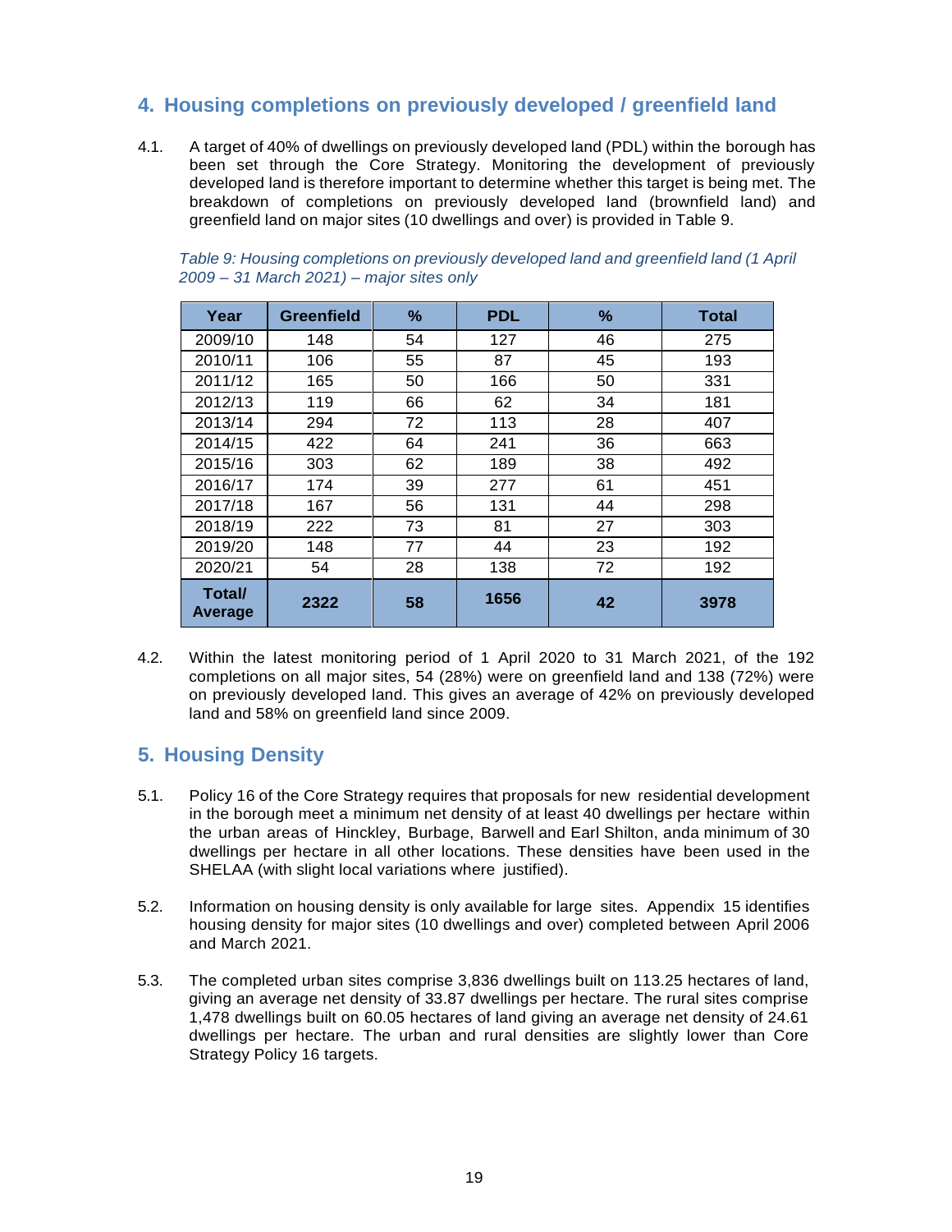## 4. Housing completions on previously developed / greenfield land

4.1. A target of 40% of dwellings on previously developed land (PDL) within the borough has been set through the Core Strategy. Monitoring the development of previously developed land is therefore important to determine whether this target is being met. The breakdown of completions on previously developed land (brownfield land) and greenfield land on major sites (10 dwellings and over) is provided in Table 9.

*Table 9: Housing completions on previously developed land and greenfield land (1 April 2009 – 31 March 2021) – major sites only*

| Year | Greenfield | % | PDL | % | Total |
|---|---|---|---|---|---|
| 2009/10 | 148 | 54 | 127 | 46 | 275 |
| 2010/11 | 106 | 55 | 87 | 45 | 193 |
| 2011/12 | 165 | 50 | 166 | 50 | 331 |
| 2012/13 | 119 | 66 | 62 | 34 | 181 |
| 2013/14 | 294 | 72 | 113 | 28 | 407 |
| 2014/15 | 422 | 64 | 241 | 36 | 663 |
| 2015/16 | 303 | 62 | 189 | 38 | 492 |
| 2016/17 | 174 | 39 | 277 | 61 | 451 |
| 2017/18 | 167 | 56 | 131 | 44 | 298 |
| 2018/19 | 222 | 73 | 81 | 27 | 303 |
| 2019/20 | 148 | 77 | 44 | 23 | 192 |
| 2020/21 | 54 | 28 | 138 | 72 | 192 |
| **Total/ Average** | **2322** | **58** | **1656** | **42** | **3978** |

4.2. Within the latest monitoring period of 1 April 2020 to 31 March 2021, of the 192 completions on all major sites, 54 (28%) were on greenfield land and 138 (72%) were on previously developed land. This gives an average of 42% on previously developed land and 58% on greenfield land since 2009.

## 5. Housing Density

5.1. Policy 16 of the Core Strategy requires that proposals for new residential development in the borough meet a minimum net density of at least 40 dwellings per hectare within the urban areas of Hinckley, Burbage, Barwell and Earl Shilton, anda minimum of 30 dwellings per hectare in all other locations. These densities have been used in the SHELAA (with slight local variations where justified).

5.2. Information on housing density is only available for large sites. Appendix 15 identifies housing density for major sites (10 dwellings and over) completed between April 2006 and March 2021.

5.3. The completed urban sites comprise 3,836 dwellings built on 113.25 hectares of land, giving an average net density of 33.87 dwellings per hectare. The rural sites comprise 1,478 dwellings built on 60.05 hectares of land giving an average net density of 24.61 dwellings per hectare. The urban and rural densities are slightly lower than Core Strategy Policy 16 targets.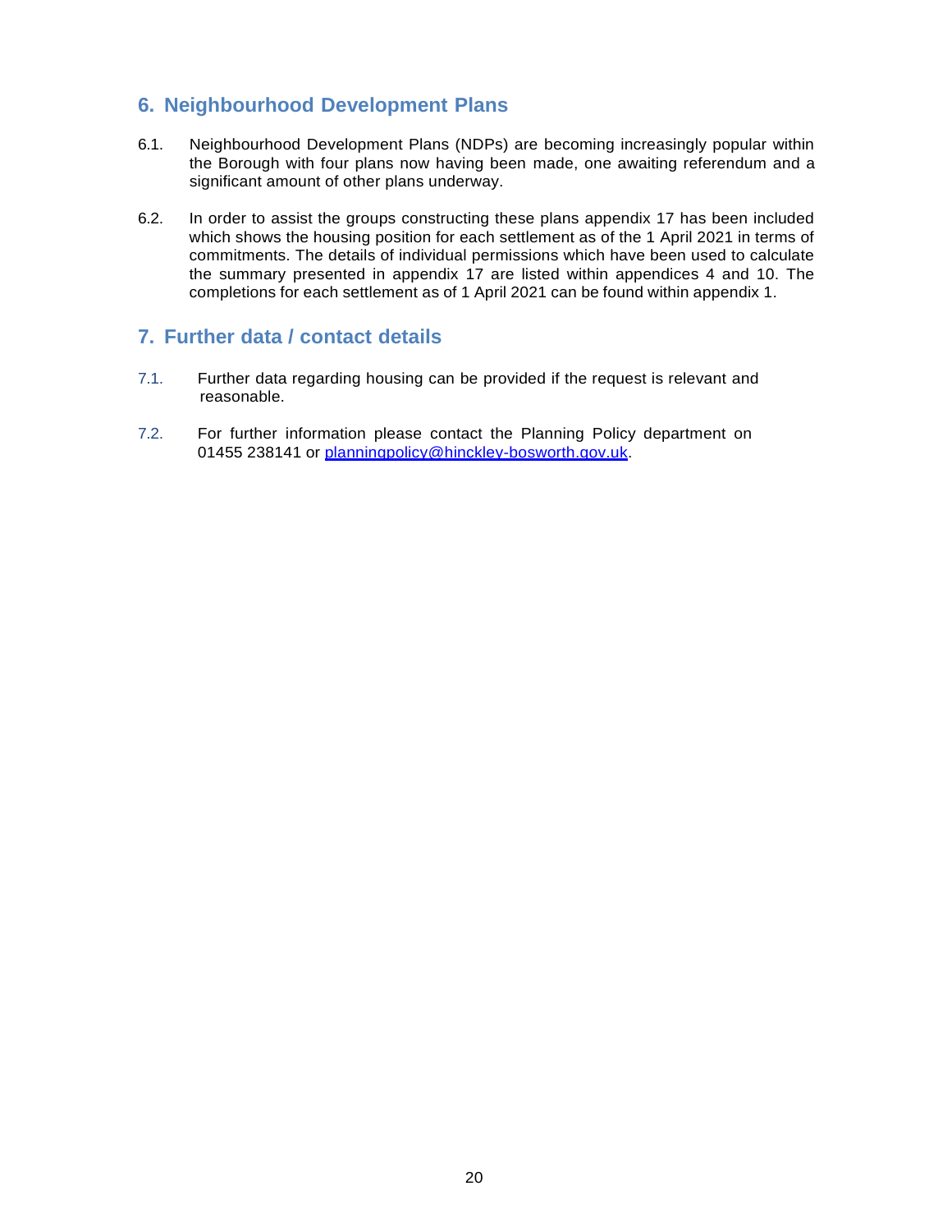## 6. Neighbourhood Development Plans

6.1. Neighbourhood Development Plans (NDPs) are becoming increasingly popular within the Borough with four plans now having been made, one awaiting referendum and a significant amount of other plans underway.

6.2. In order to assist the groups constructing these plans appendix 17 has been included which shows the housing position for each settlement as of the 1 April 2021 in terms of commitments. The details of individual permissions which have been used to calculate the summary presented in appendix 17 are listed within appendices 4 and 10. The completions for each settlement as of 1 April 2021 can be found within appendix 1.

## 7. Further data / contact details

7.1. Further data regarding housing can be provided if the request is relevant and reasonable.

7.2. For further information please contact the Planning Policy department on 01455 238141 or planningpolicy@hinckley-bosworth.gov.uk.